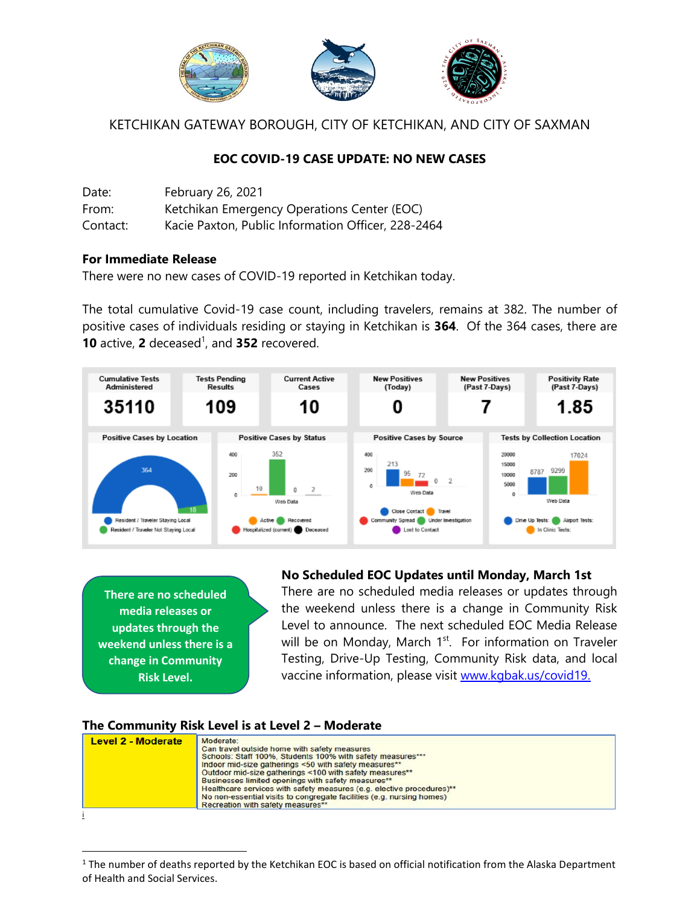KETCHIKAN GATEWAY BOROUGH, CITY OF KETCHIKAN, AND CITY OF SAXMAN

## EOC COVID-19 CASE UPDATE: NO NEW CASES

Date: February 26, 2021
From: Ketchikan Emergency Operations Center (EOC)
Contact: Kacie Paxton, Public Information Officer, 228-2464

**For Immediate Release**
There were no new cases of COVID-19 reported in Ketchikan today.

The total cumulative Covid-19 case count, including travelers, remains at 382. The number of positive cases of individuals residing or staying in Ketchikan is **364**. Of the 364 cases, there are **10** active, **2** deceased[1], and **352** recovered.

| Cumulative Tests Administered | Tests Pending Results | Current Active Cases | New Positives (Today) | New Positives (Past 7-Days) | Positivity Rate (Past 7-Days) |
|---|---|---|---|---|---|
| 35110 | 109 | 10 | 0 | 7 | 1.85 |

**Positive Cases by Location**
- Resident / Traveler Staying Local: 364
- Resident / Traveler Not Staying Local: 18

**Positive Cases by Status**
- Active: 10
- Recovered: 352
- Hospitalized (current): 0
- Deceased: 2

**Positive Cases by Source**
- Close Contact: 213
- Travel: 95
- Community Spread: 72
- Under Investigation: 0
- Lost to Contact: 2

**Tests by Collection Location**
- Drive Up Tests: 8787
- Airport Tests: 9299
- In Clinic Tests: 17024

> There are no scheduled media releases or updates through the weekend unless there is a change in Community Risk Level.

### No Scheduled EOC Updates until Monday, March 1st

There are no scheduled media releases or updates through the weekend unless there is a change in Community Risk Level to announce. The next scheduled EOC Media Release will be on Monday, March 1st. For information on Traveler Testing, Drive-Up Testing, Community Risk data, and local vaccine information, please visit www.kgbak.us/covid19.

### The Community Risk Level is at Level 2 – Moderate

| Level 2 - Moderate | Moderate:<br>Can travel outside home with safety measures<br>Schools: Staff 100%, Students 100% with safety measures***<br>Indoor mid-size gatherings <50 with safety measures**<br>Outdoor mid-size gatherings <100 with safety measures**<br>Businesses limited openings with safety measures**<br>Healthcare services with safety measures (e.g. elective procedures)**<br>No non-essential visits to congregate facilities (e.g. nursing homes)<br>Recreation with safety measures** |
|---|---|

i

[1] The number of deaths reported by the Ketchikan EOC is based on official notification from the Alaska Department of Health and Social Services.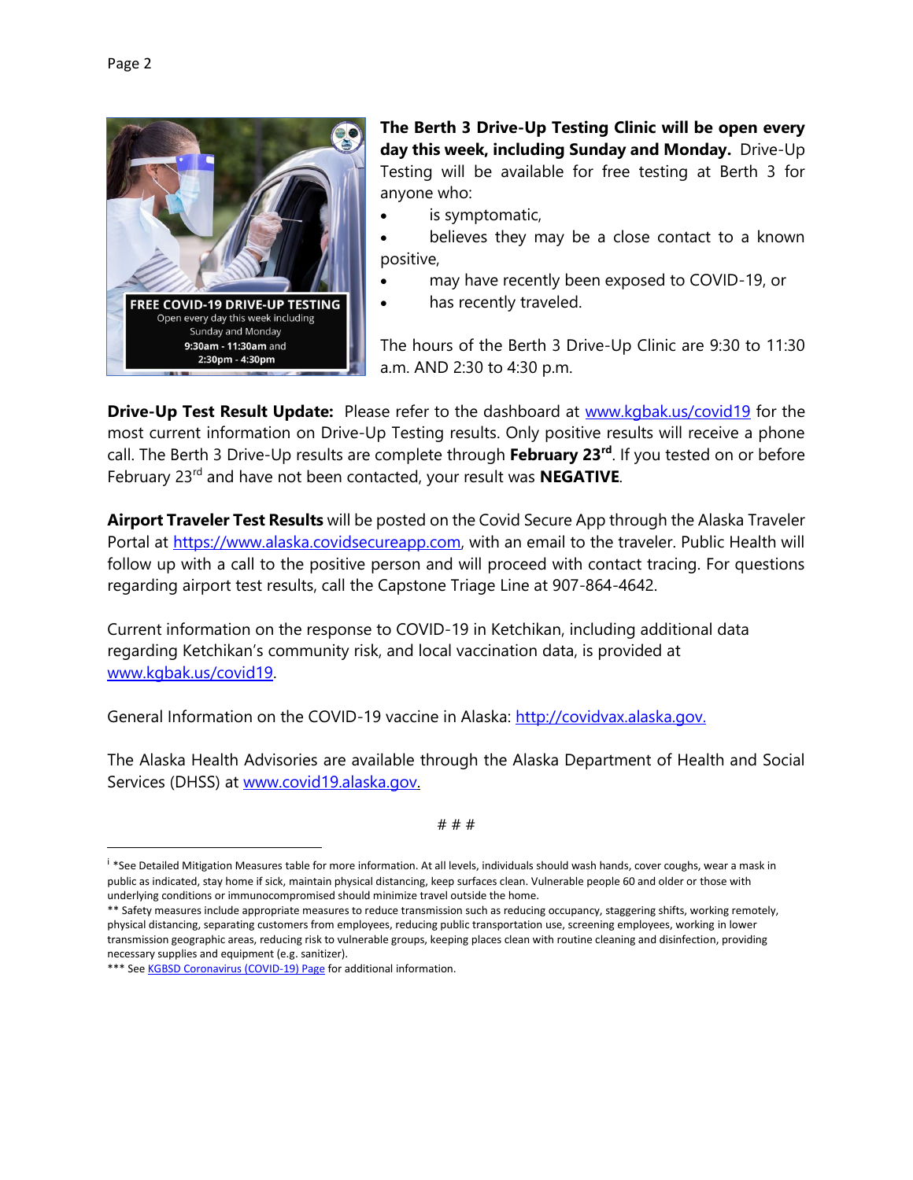**The Berth 3 Drive-Up Testing Clinic will be open every day this week, including Sunday and Monday.** Drive-Up Testing will be available for free testing at Berth 3 for anyone who:

- is symptomatic,
- believes they may be a close contact to a known positive,
- may have recently been exposed to COVID-19, or
- has recently traveled.

The hours of the Berth 3 Drive-Up Clinic are 9:30 to 11:30 a.m. AND 2:30 to 4:30 p.m.

**Drive-Up Test Result Update:** Please refer to the dashboard at www.kgbak.us/covid19 for the most current information on Drive-Up Testing results. Only positive results will receive a phone call. The Berth 3 Drive-Up results are complete through **February 23rd**. If you tested on or before February 23rd and have not been contacted, your result was **NEGATIVE**.

**Airport Traveler Test Results** will be posted on the Covid Secure App through the Alaska Traveler Portal at https://www.alaska.covidsecureapp.com, with an email to the traveler. Public Health will follow up with a call to the positive person and will proceed with contact tracing. For questions regarding airport test results, call the Capstone Triage Line at 907-864-4642.

Current information on the response to COVID-19 in Ketchikan, including additional data regarding Ketchikan's community risk, and local vaccination data, is provided at www.kgbak.us/covid19.

General Information on the COVID-19 vaccine in Alaska: http://covidvax.alaska.gov.

The Alaska Health Advisories are available through the Alaska Department of Health and Social Services (DHSS) at www.covid19.alaska.gov.

# # #

---

[i] *See Detailed Mitigation Measures table for more information. At all levels, individuals should wash hands, cover coughs, wear a mask in public as indicated, stay home if sick, maintain physical distancing, keep surfaces clean. Vulnerable people 60 and older or those with underlying conditions or immunocompromised should minimize travel outside the home.

** Safety measures include appropriate measures to reduce transmission such as reducing occupancy, staggering shifts, working remotely, physical distancing, separating customers from employees, reducing public transportation use, screening employees, working in lower transmission geographic areas, reducing risk to vulnerable groups, keeping places clean with routine cleaning and disinfection, providing necessary supplies and equipment (e.g. sanitizer).

*** See KGBSD Coronavirus (COVID-19) Page for additional information.